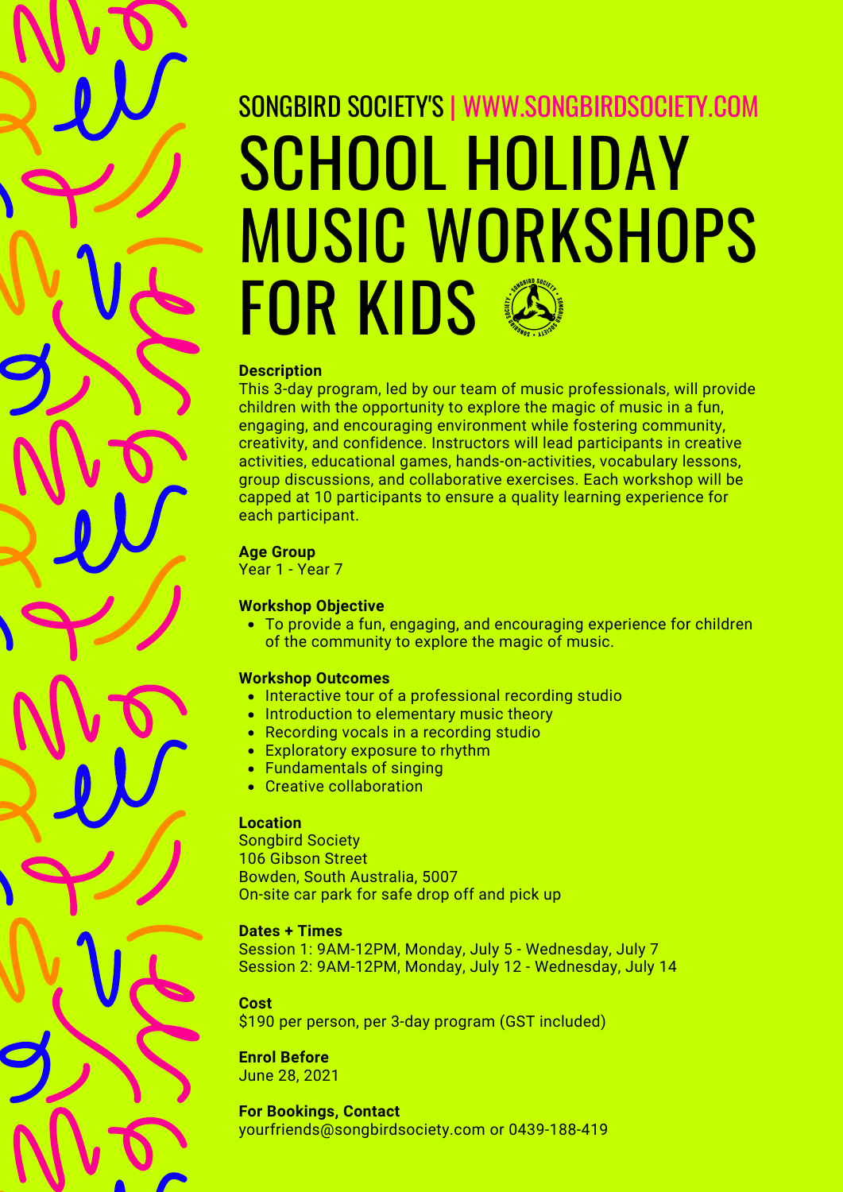SONGBIRD SOCIETY'S | WWW.SONGBIRDSOCIETY.COM

# SCHOOL HOLIDAY MUSIC WORKSHOPS FOR KIDS

**Description**

This 3-day program, led by our team of music professionals, will provide children with the opportunity to explore the magic of music in a fun, engaging, and encouraging environment while fostering community, creativity, and confidence. Instructors will lead participants in creative activities, educational games, hands-on-activities, vocabulary lessons, group discussions, and collaborative exercises. Each workshop will be capped at 10 participants to ensure a quality learning experience for each participant.

**Age Group**

Year 1 - Year 7

**Workshop Objective**

- To provide a fun, engaging, and encouraging experience for children of the community to explore the magic of music.

**Workshop Outcomes**

- Interactive tour of a professional recording studio
- Introduction to elementary music theory
- Recording vocals in a recording studio
- Exploratory exposure to rhythm
- Fundamentals of singing
- Creative collaboration

**Location**

Songbird Society
106 Gibson Street
Bowden, South Australia, 5007
On-site car park for safe drop off and pick up

**Dates + Times**

Session 1: 9AM-12PM, Monday, July 5 - Wednesday, July 7
Session 2: 9AM-12PM, Monday, July 12 - Wednesday, July 14

**Cost**

$190 per person, per 3-day program (GST included)

**Enrol Before**

June 28, 2021

**For Bookings, Contact**

yourfriends@songbirdsociety.com or 0439-188-419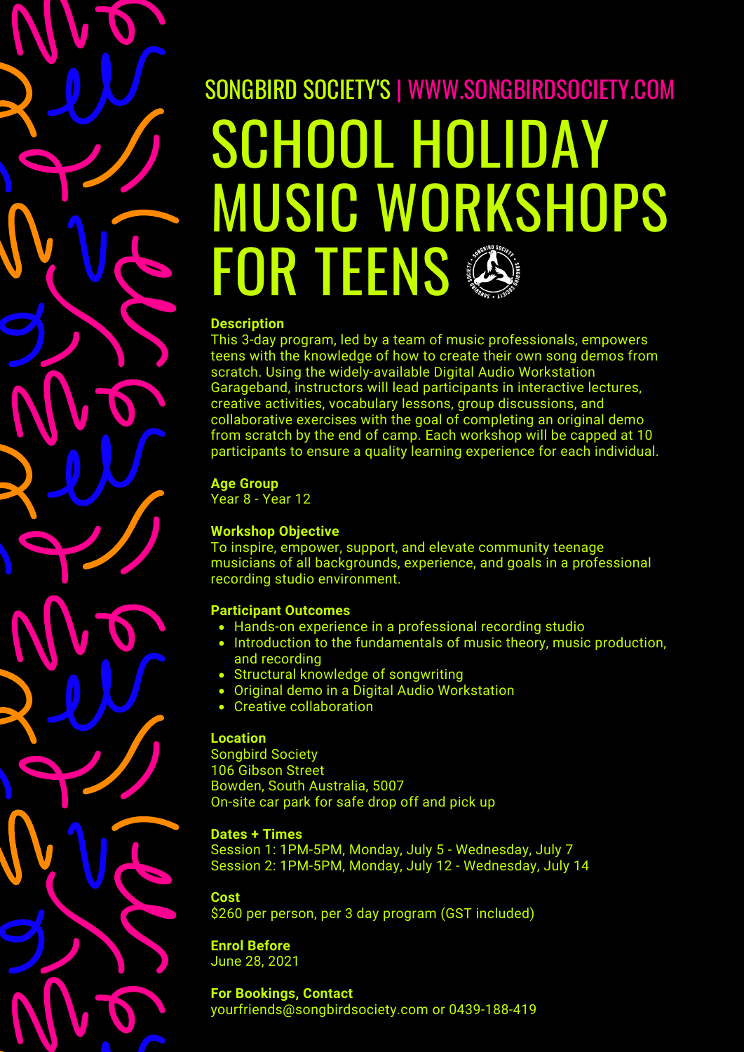SONGBIRD SOCIETY'S | WWW.SONGBIRDSOCIETY.COM

# SCHOOL HOLIDAY MUSIC WORKSHOPS FOR TEENS

**Description**
This 3-day program, led by a team of music professionals, empowers teens with the knowledge of how to create their own song demos from scratch. Using the widely-available Digital Audio Workstation Garageband, instructors will lead participants in interactive lectures, creative activities, vocabulary lessons, group discussions, and collaborative exercises with the goal of completing an original demo from scratch by the end of camp. Each workshop will be capped at 10 participants to ensure a quality learning experience for each individual.

**Age Group**
Year 8 - Year 12

**Workshop Objective**
To inspire, empower, support, and elevate community teenage musicians of all backgrounds, experience, and goals in a professional recording studio environment.

**Participant Outcomes**

- Hands-on experience in a professional recording studio
- Introduction to the fundamentals of music theory, music production, and recording
- Structural knowledge of songwriting
- Original demo in a Digital Audio Workstation
- Creative collaboration

**Location**
Songbird Society
106 Gibson Street
Bowden, South Australia, 5007
On-site car park for safe drop off and pick up

**Dates + Times**
Session 1: 1PM-5PM, Monday, July 5 - Wednesday, July 7
Session 2: 1PM-5PM, Monday, July 12 - Wednesday, July 14

**Cost**
$260 per person, per 3 day program (GST included)

**Enrol Before**
June 28, 2021

**For Bookings, Contact**
yourfriends@songbirdsociety.com or 0439-188-419